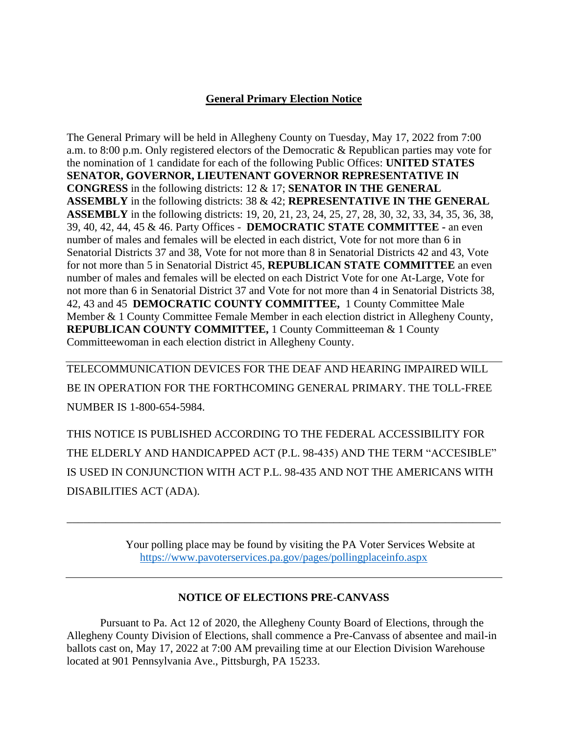## General Primary Election Notice

The General Primary will be held in Allegheny County on Tuesday, May 17, 2022 from 7:00 a.m. to 8:00 p.m. Only registered electors of the Democratic & Republican parties may vote for the nomination of 1 candidate for each of the following Public Offices: **UNITED STATES SENATOR, GOVERNOR, LIEUTENANT GOVERNOR REPRESENTATIVE IN CONGRESS** in the following districts: 12 & 17; **SENATOR IN THE GENERAL ASSEMBLY** in the following districts: 38 & 42; **REPRESENTATIVE IN THE GENERAL ASSEMBLY** in the following districts: 19, 20, 21, 23, 24, 25, 27, 28, 30, 32, 33, 34, 35, 36, 38, 39, 40, 42, 44, 45 & 46. Party Offices - **DEMOCRATIC STATE COMMITTEE -** an even number of males and females will be elected in each district, Vote for not more than 6 in Senatorial Districts 37 and 38, Vote for not more than 8 in Senatorial Districts 42 and 43, Vote for not more than 5 in Senatorial District 45, **REPUBLICAN STATE COMMITTEE** an even number of males and females will be elected on each District Vote for one At-Large, Vote for not more than 6 in Senatorial District 37 and Vote for not more than 4 in Senatorial Districts 38, 42, 43 and 45 **DEMOCRATIC COUNTY COMMITTEE,** 1 County Committee Male Member & 1 County Committee Female Member in each election district in Allegheny County, **REPUBLICAN COUNTY COMMITTEE,** 1 County Committeeman & 1 County Committeewoman in each election district in Allegheny County.

---

TELECOMMUNICATION DEVICES FOR THE DEAF AND HEARING IMPAIRED WILL BE IN OPERATION FOR THE FORTHCOMING GENERAL PRIMARY. THE TOLL-FREE NUMBER IS 1-800-654-5984.

THIS NOTICE IS PUBLISHED ACCORDING TO THE FEDERAL ACCESSIBILITY FOR THE ELDERLY AND HANDICAPPED ACT (P.L. 98-435) AND THE TERM "ACCESIBLE" IS USED IN CONJUNCTION WITH ACT P.L. 98-435 AND NOT THE AMERICANS WITH DISABILITIES ACT (ADA).

---

Your polling place may be found by visiting the PA Voter Services Website at https://www.pavoterservices.pa.gov/pages/pollingplaceinfo.aspx

---

### NOTICE OF ELECTIONS PRE-CANVASS

Pursuant to Pa. Act 12 of 2020, the Allegheny County Board of Elections, through the Allegheny County Division of Elections, shall commence a Pre-Canvass of absentee and mail-in ballots cast on, May 17, 2022 at 7:00 AM prevailing time at our Election Division Warehouse located at 901 Pennsylvania Ave., Pittsburgh, PA 15233.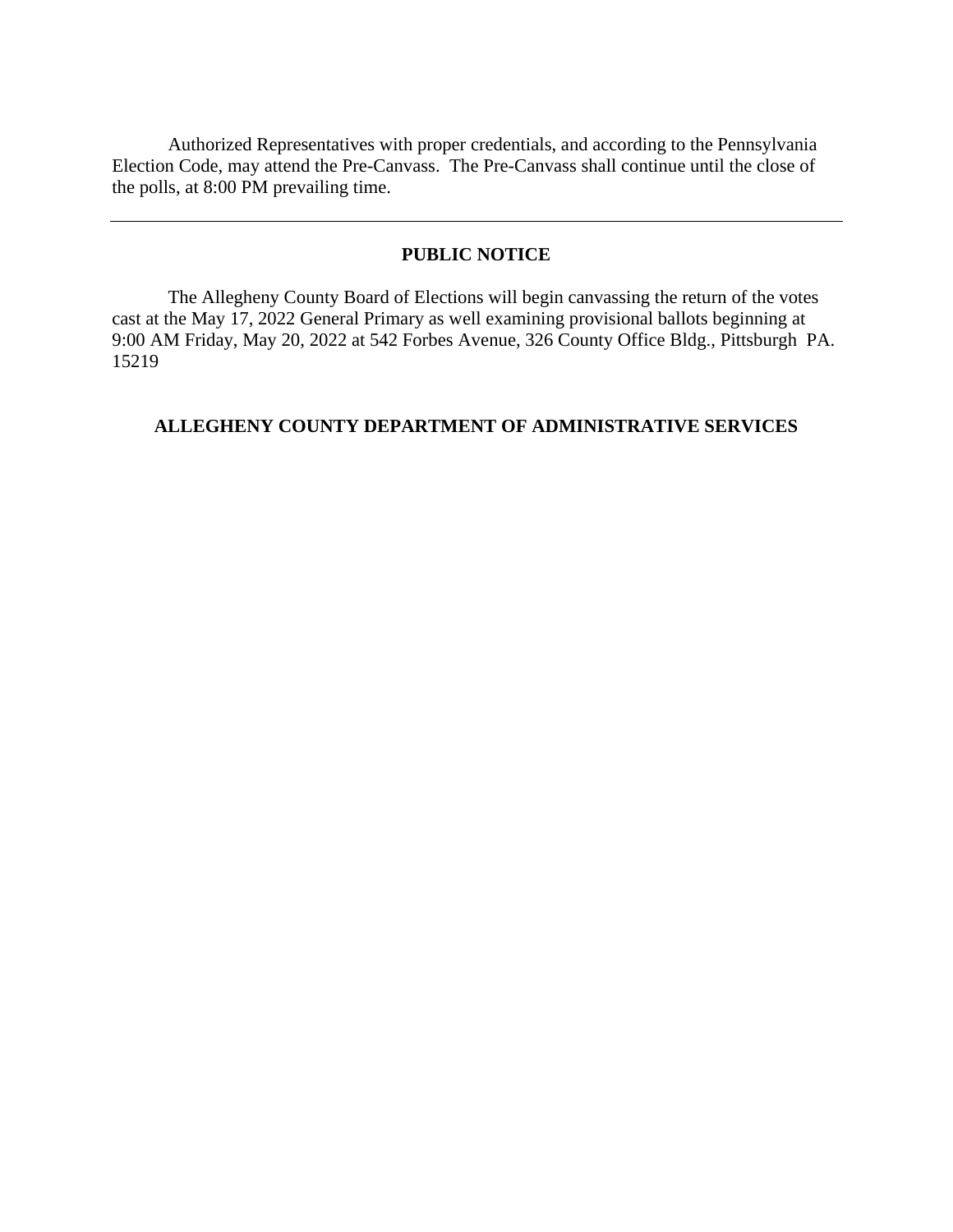Authorized Representatives with proper credentials, and according to the Pennsylvania Election Code, may attend the Pre-Canvass. The Pre-Canvass shall continue until the close of the polls, at 8:00 PM prevailing time.

---

**PUBLIC NOTICE**

The Allegheny County Board of Elections will begin canvassing the return of the votes cast at the May 17, 2022 General Primary as well examining provisional ballots beginning at 9:00 AM Friday, May 20, 2022 at 542 Forbes Avenue, 326 County Office Bldg., Pittsburgh PA. 15219

**ALLEGHENY COUNTY DEPARTMENT OF ADMINISTRATIVE SERVICES**